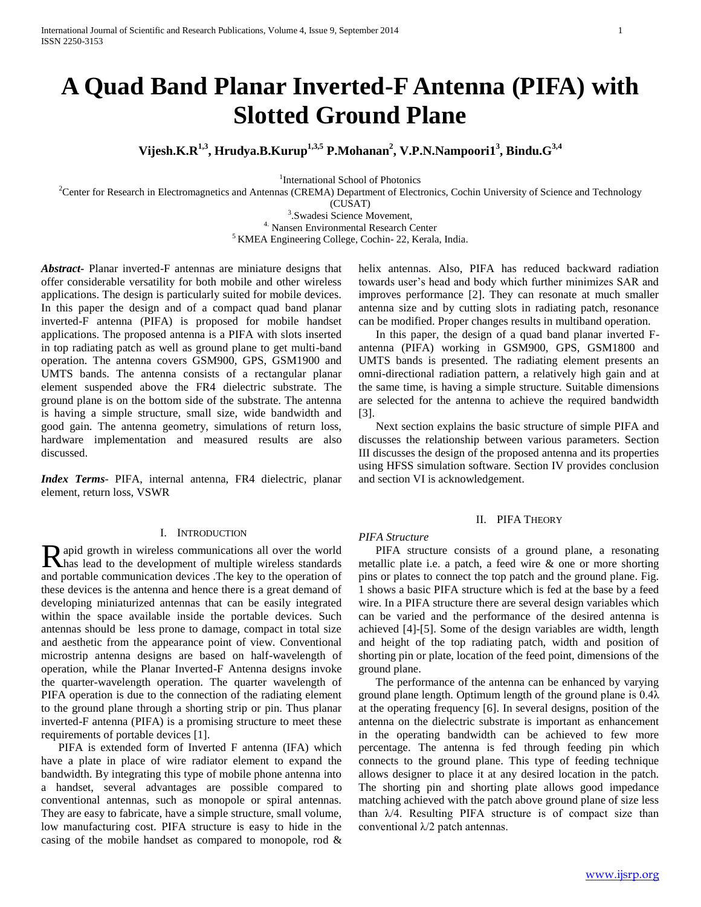# A Quad Band Planar Inverted-F Antenna (PIFA) with Slotted Ground Plane

**Vijesh.K.R[1,3], Hrudya.B.Kurup[1,3,5] P.Mohanan[2], V.P.N.Nampoori1[3], Bindu.G[3,4]**

[1]International School of Photonics
[2]Center for Research in Electromagnetics and Antennas (CREMA) Department of Electronics, Cochin University of Science and Technology (CUSAT)
[3].Swadesi Science Movement,
[4.] Nansen Environmental Research Center
[5] KMEA Engineering College, Cochin- 22, Kerala, India.

***Abstract***- Planar inverted-F antennas are miniature designs that offer considerable versatility for both mobile and other wireless applications. The design is particularly suited for mobile devices. In this paper the design and of a compact quad band planar inverted-F antenna (PIFA) is proposed for mobile handset applications. The proposed antenna is a PIFA with slots inserted in top radiating patch as well as ground plane to get multi-band operation. The antenna covers GSM900, GPS, GSM1900 and UMTS bands. The antenna consists of a rectangular planar element suspended above the FR4 dielectric substrate. The ground plane is on the bottom side of the substrate. The antenna is having a simple structure, small size, wide bandwidth and good gain. The antenna geometry, simulations of return loss, hardware implementation and measured results are also discussed.

***Index Terms***- PIFA, internal antenna, FR4 dielectric, planar element, return loss, VSWR

## I. Introduction

Rapid growth in wireless communications all over the world has lead to the development of multiple wireless standards and portable communication devices .The key to the operation of these devices is the antenna and hence there is a great demand of developing miniaturized antennas that can be easily integrated within the space available inside the portable devices. Such antennas should be less prone to damage, compact in total size and aesthetic from the appearance point of view. Conventional microstrip antenna designs are based on half-wavelength of operation, while the Planar Inverted-F Antenna designs invoke the quarter-wavelength operation. The quarter wavelength of PIFA operation is due to the connection of the radiating element to the ground plane through a shorting strip or pin. Thus planar inverted-F antenna (PIFA) is a promising structure to meet these requirements of portable devices [1].

PIFA is extended form of Inverted F antenna (IFA) which have a plate in place of wire radiator element to expand the bandwidth. By integrating this type of mobile phone antenna into a handset, several advantages are possible compared to conventional antennas, such as monopole or spiral antennas. They are easy to fabricate, have a simple structure, small volume, low manufacturing cost. PIFA structure is easy to hide in the casing of the mobile handset as compared to monopole, rod & helix antennas. Also, PIFA has reduced backward radiation towards user's head and body which further minimizes SAR and improves performance [2]. They can resonate at much smaller antenna size and by cutting slots in radiating patch, resonance can be modified. Proper changes results in multiband operation.

In this paper, the design of a quad band planar inverted F-antenna (PIFA) working in GSM900, GPS, GSM1800 and UMTS bands is presented. The radiating element presents an omni-directional radiation pattern, a relatively high gain and at the same time, is having a simple structure. Suitable dimensions are selected for the antenna to achieve the required bandwidth [3].

Next section explains the basic structure of simple PIFA and discusses the relationship between various parameters. Section III discusses the design of the proposed antenna and its properties using HFSS simulation software. Section IV provides conclusion and section VI is acknowledgement.

## II. PIFA Theory

### *PIFA Structure*

PIFA structure consists of a ground plane, a resonating metallic plate i.e. a patch, a feed wire & one or more shorting pins or plates to connect the top patch and the ground plane. Fig. 1 shows a basic PIFA structure which is fed at the base by a feed wire. In a PIFA structure there are several design variables which can be varied and the performance of the desired antenna is achieved [4]-[5]. Some of the design variables are width, length and height of the top radiating patch, width and position of shorting pin or plate, location of the feed point, dimensions of the ground plane.

The performance of the antenna can be enhanced by varying ground plane length. Optimum length of the ground plane is $0.4\lambda$ at the operating frequency [6]. In several designs, position of the antenna on the dielectric substrate is important as enhancement in the operating bandwidth can be achieved to few more percentage. The antenna is fed through feeding pin which connects to the ground plane. This type of feeding technique allows designer to place it at any desired location in the patch. The shorting pin and shorting plate allows good impedance matching achieved with the patch above ground plane of size less than $\lambda/4$. Resulting PIFA structure is of compact size than conventional $\lambda/2$ patch antennas.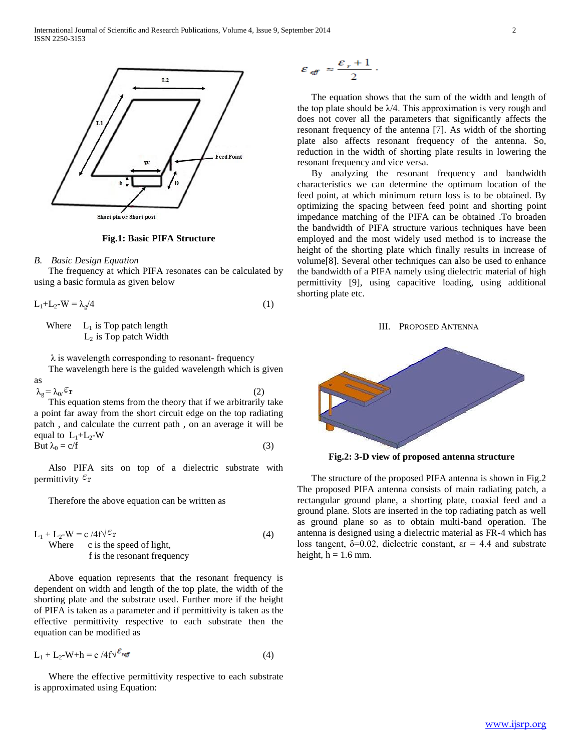Fig.1: Basic PIFA Structure

### B. Basic Design Equation

The frequency at which PIFA resonates can be calculated by using a basic formula as given below

$$L_1+L_2-W = \lambda_g/4 \qquad (1)$$

Where $L_1$ is Top patch length
$L_2$ is Top patch Width

$\lambda$ is wavelength corresponding to resonant- frequency

The wavelength here is the guided wavelength which is given as

$$\lambda_g = \lambda_0/\varepsilon_r \qquad (2)$$

This equation stems from the theory that if we arbitrarily take a point far away from the short circuit edge on the top radiating patch , and calculate the current path , on an average it will be equal to $L_1+L_2-W$

But $\lambda_0 = c/f$ (3)

Also PIFA sits on top of a dielectric substrate with permittivity $\varepsilon_r$

Therefore the above equation can be written as

$$L_1 + L_2-W = c/4f\sqrt{\varepsilon_r} \qquad (4)$$

Where c is the speed of light,
f is the resonant frequency

Above equation represents that the resonant frequency is dependent on width and length of the top plate, the width of the shorting plate and the substrate used. Further more if the height of PIFA is taken as a parameter and if permittivity is taken as the effective permittivity respective to each substrate then the equation can be modified as

$$L_1 + L_2-W+h = c/4f\sqrt{\varepsilon_{reff}} \qquad (4)$$

Where the effective permittivity respective to each substrate is approximated using Equation:

$$\varepsilon_{eff} \approx \frac{\varepsilon_r + 1}{2} .$$

The equation shows that the sum of the width and length of the top plate should be $\lambda/4$. This approximation is very rough and does not cover all the parameters that significantly affects the resonant frequency of the antenna [7]. As width of the shorting plate also affects resonant frequency of the antenna. So, reduction in the width of shorting plate results in lowering the resonant frequency and vice versa.

By analyzing the resonant frequency and bandwidth characteristics we can determine the optimum location of the feed point, at which minimum return loss is to be obtained. By optimizing the spacing between feed point and shorting point impedance matching of the PIFA can be obtained .To broaden the bandwidth of PIFA structure various techniques have been employed and the most widely used method is to increase the height of the shorting plate which finally results in increase of volume[8]. Several other techniques can also be used to enhance the bandwidth of a PIFA namely using dielectric material of high permittivity [9], using capacitive loading, using additional shorting plate etc.

## III. Proposed Antenna

Fig.2: 3-D view of proposed antenna structure

The structure of the proposed PIFA antenna is shown in Fig.2 The proposed PIFA antenna consists of main radiating patch, a rectangular ground plane, a shorting plate, coaxial feed and a ground plane. Slots are inserted in the top radiating patch as well as ground plane so as to obtain multi-band operation. The antenna is designed using a dielectric material as FR-4 which has loss tangent, $\delta$=0.02, dielectric constant, $\varepsilon r$ = 4.4 and substrate height, h = 1.6 mm.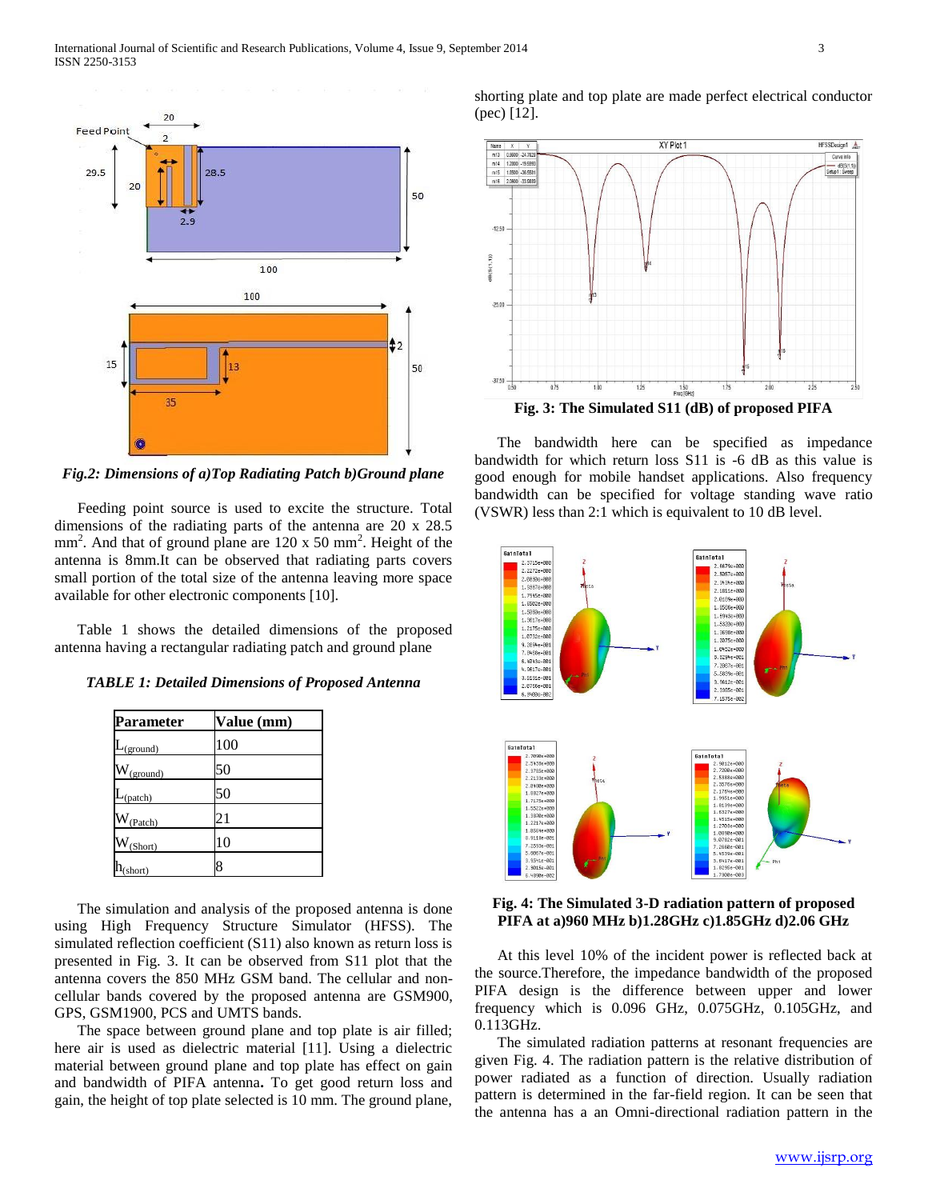*Fig.2: Dimensions of a)Top Radiating Patch b)Ground plane*

Feeding point source is used to excite the structure. Total dimensions of the radiating parts of the antenna are 20 x 28.5 $mm^2$. And that of ground plane are 120 x 50 $mm^2$. Height of the antenna is 8mm.It can be observed that radiating parts covers small portion of the total size of the antenna leaving more space available for other electronic components [10].

Table 1 shows the detailed dimensions of the proposed antenna having a rectangular radiating patch and ground plane

***TABLE 1: Detailed Dimensions of Proposed Antenna***

| Parameter | Value (mm) |
|---|---|
| $L_{(ground)}$ | 100 |
| $W_{(ground)}$ | 50 |
| $L_{(patch)}$ | 50 |
| $W_{(Patch)}$ | 21 |
| $W_{(Short)}$ | 10 |
| $h_{(short)}$ | 8 |

The simulation and analysis of the proposed antenna is done using High Frequency Structure Simulator (HFSS). The simulated reflection coefficient (S11) also known as return loss is presented in Fig. 3. It can be observed from S11 plot that the antenna covers the 850 MHz GSM band. The cellular and non-cellular bands covered by the proposed antenna are GSM900, GPS, GSM1900, PCS and UMTS bands.

The space between ground plane and top plate is air filled; here air is used as dielectric material [11]. Using a dielectric material between ground plane and top plate has effect on gain and bandwidth of PIFA antenna**.** To get good return loss and gain, the height of top plate selected is 10 mm. The ground plane, shorting plate and top plate are made perfect electrical conductor (pec) [12].

**Fig. 3: The Simulated S11 (dB) of proposed PIFA**

The bandwidth here can be specified as impedance bandwidth for which return loss S11 is -6 dB as this value is good enough for mobile handset applications. Also frequency bandwidth can be specified for voltage standing wave ratio (VSWR) less than 2:1 which is equivalent to 10 dB level.

**Fig. 4: The Simulated 3-D radiation pattern of proposed PIFA at a)960 MHz b)1.28GHz c)1.85GHz d)2.06 GHz**

At this level 10% of the incident power is reflected back at the source.Therefore, the impedance bandwidth of the proposed PIFA design is the difference between upper and lower frequency which is 0.096 GHz, 0.075GHz, 0.105GHz, and 0.113GHz.

The simulated radiation patterns at resonant frequencies are given Fig. 4. The radiation pattern is the relative distribution of power radiated as a function of direction. Usually radiation pattern is determined in the far-field region. It can be seen that the antenna has a an Omni-directional radiation pattern in the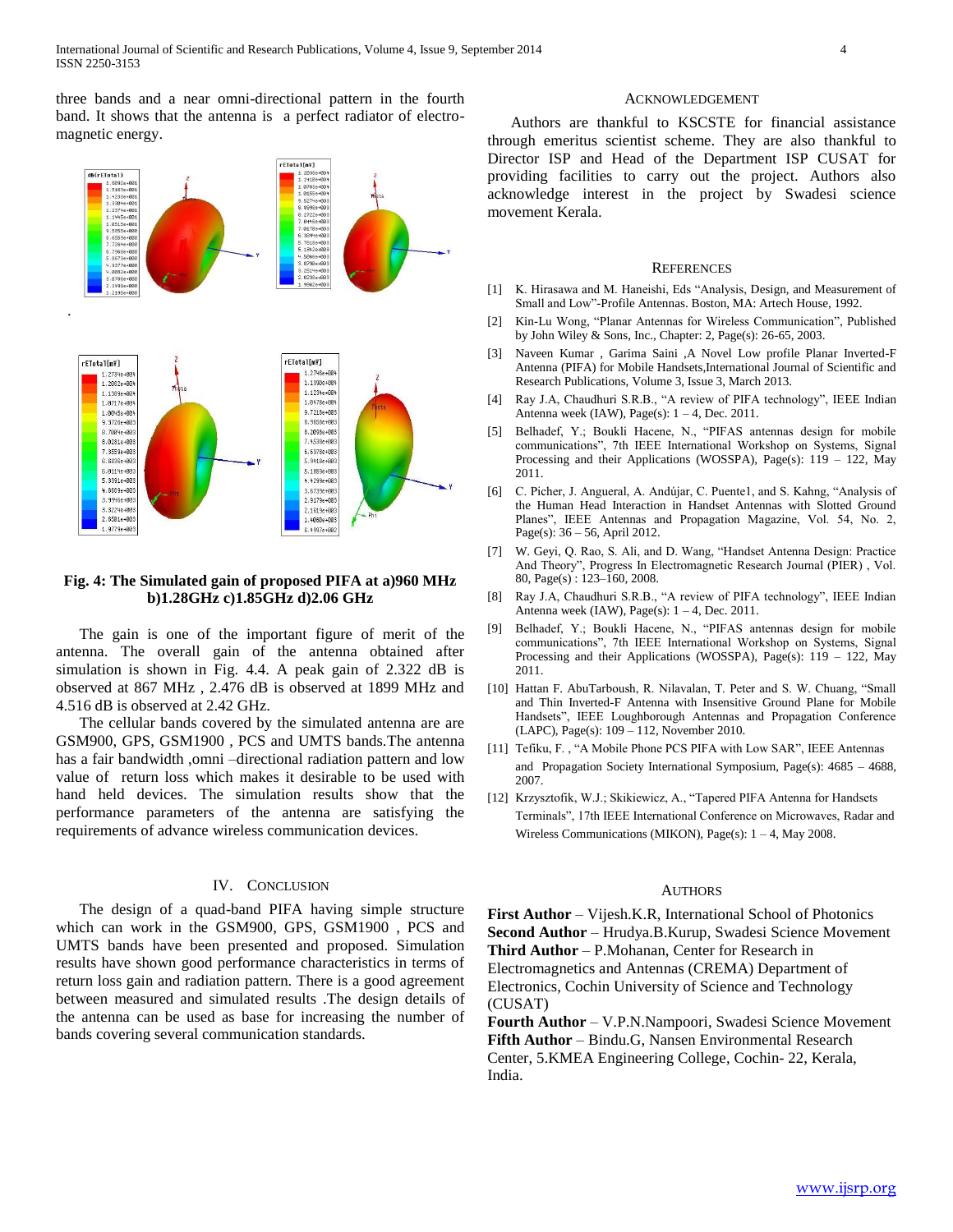three bands and a near omni-directional pattern in the fourth band. It shows that the antenna is a perfect radiator of electro-magnetic energy.

**Fig. 4: The Simulated gain of proposed PIFA at a)960 MHz b)1.28GHz c)1.85GHz d)2.06 GHz**

The gain is one of the important figure of merit of the antenna. The overall gain of the antenna obtained after simulation is shown in Fig. 4.4. A peak gain of 2.322 dB is observed at 867 MHz , 2.476 dB is observed at 1899 MHz and 4.516 dB is observed at 2.42 GHz.

The cellular bands covered by the simulated antenna are are GSM900, GPS, GSM1900 , PCS and UMTS bands.The antenna has a fair bandwidth ,omni –directional radiation pattern and low value of return loss which makes it desirable to be used with hand held devices. The simulation results show that the performance parameters of the antenna are satisfying the requirements of advance wireless communication devices.

## IV. Conclusion

The design of a quad-band PIFA having simple structure which can work in the GSM900, GPS, GSM1900 , PCS and UMTS bands have been presented and proposed. Simulation results have shown good performance characteristics in terms of return loss gain and radiation pattern. There is a good agreement between measured and simulated results .The design details of the antenna can be used as base for increasing the number of bands covering several communication standards.

## Acknowledgement

Authors are thankful to KSCSTE for financial assistance through emeritus scientist scheme. They are also thankful to Director ISP and Head of the Department ISP CUSAT for providing facilities to carry out the project. Authors also acknowledge interest in the project by Swadesi science movement Kerala.

## References

[1] K. Hirasawa and M. Haneishi, Eds "Analysis, Design, and Measurement of Small and Low"-Profile Antennas. Boston, MA: Artech House, 1992.

[2] Kin-Lu Wong, "Planar Antennas for Wireless Communication", Published by John Wiley & Sons, Inc., Chapter: 2, Page(s): 26-65, 2003.

[3] Naveen Kumar , Garima Saini ,A Novel Low profile Planar Inverted-F Antenna (PIFA) for Mobile Handsets,International Journal of Scientific and Research Publications, Volume 3, Issue 3, March 2013.

[4] Ray J.A, Chaudhuri S.R.B., "A review of PIFA technology", IEEE Indian Antenna week (IAW), Page(s): 1 – 4, Dec. 2011.

[5] Belhadef, Y.; Boukli Hacene, N., "PIFAS antennas design for mobile communications", 7th IEEE International Workshop on Systems, Signal Processing and their Applications (WOSSPA), Page(s): 119 – 122, May 2011.

[6] C. Picher, J. Angueral, A. Andújar, C. Puente1, and S. Kahng, "Analysis of the Human Head Interaction in Handset Antennas with Slotted Ground Planes", IEEE Antennas and Propagation Magazine, Vol. 54, No. 2, Page(s): 36 – 56, April 2012.

[7] W. Geyi, Q. Rao, S. Ali, and D. Wang, "Handset Antenna Design: Practice And Theory", Progress In Electromagnetic Research Journal (PIER) , Vol. 80, Page(s) : 123–160, 2008.

[8] Ray J.A, Chaudhuri S.R.B., "A review of PIFA technology", IEEE Indian Antenna week (IAW), Page(s): 1 – 4, Dec. 2011.

[9] Belhadef, Y.; Boukli Hacene, N., "PIFAS antennas design for mobile communications", 7th IEEE International Workshop on Systems, Signal Processing and their Applications (WOSSPA), Page(s): 119 – 122, May 2011.

[10] Hattan F. AbuTarboush, R. Nilavalan, T. Peter and S. W. Chuang, "Small and Thin Inverted-F Antenna with Insensitive Ground Plane for Mobile Handsets", IEEE Loughborough Antennas and Propagation Conference (LAPC), Page(s): 109 – 112, November 2010.

[11] Tefiku, F. , "A Mobile Phone PCS PIFA with Low SAR", IEEE Antennas and Propagation Society International Symposium, Page(s): 4685 – 4688, 2007.

[12] Krzysztofik, W.J.; Skikiewicz, A., "Tapered PIFA Antenna for Handsets Terminals", 17th IEEE International Conference on Microwaves, Radar and Wireless Communications (MIKON), Page(s): 1 – 4, May 2008.

## Authors

**First Author** – Vijesh.K.R, International School of Photonics

**Second Author** – Hrudya.B.Kurup, Swadesi Science Movement

**Third Author** – P.Mohanan, Center for Research in Electromagnetics and Antennas (CREMA) Department of Electronics, Cochin University of Science and Technology (CUSAT)

**Fourth Author** – V.P.N.Nampoori, Swadesi Science Movement

**Fifth Author** – Bindu.G, Nansen Environmental Research Center, 5.KMEA Engineering College, Cochin- 22, Kerala, India.